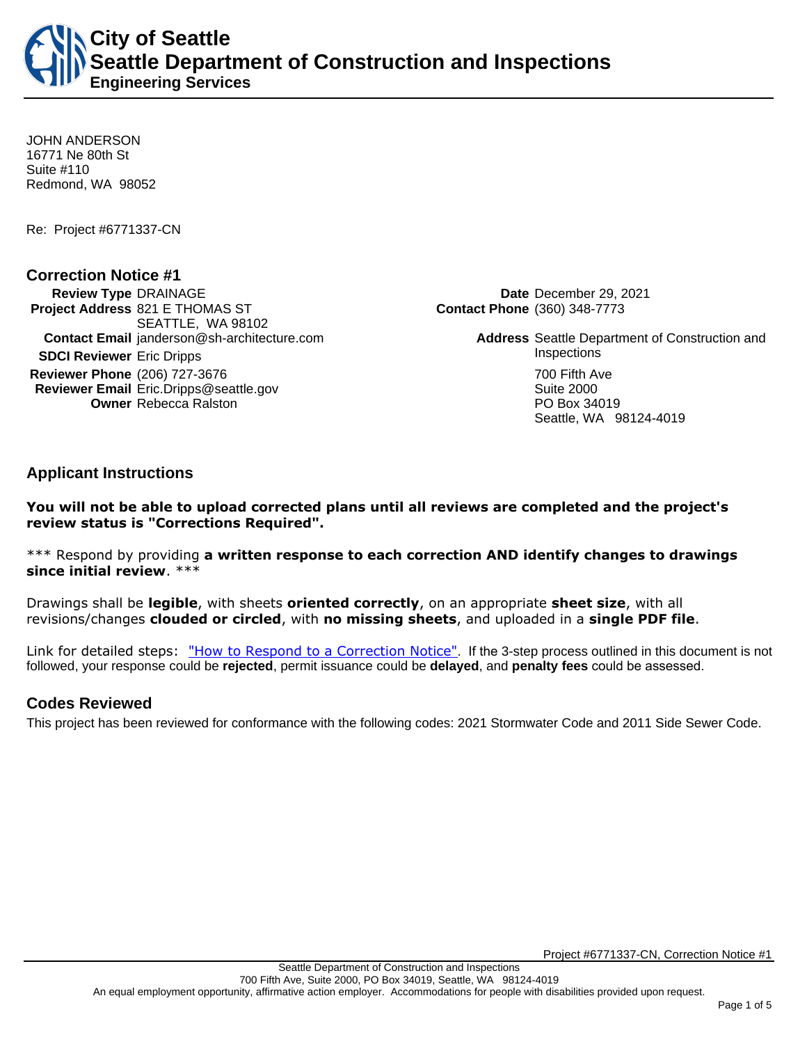# City of Seattle
## Seattle Department of Construction and Inspections
### Engineering Services

JOHN ANDERSON
16771 Ne 80th St
Suite #110
Redmond, WA 98052

Re: Project #6771337-CN

## Correction Notice #1

**Review Type** DRAINAGE
**Project Address** 821 E THOMAS ST
SEATTLE, WA 98102
**Contact Email** janderson@sh-architecture.com
**SDCI Reviewer** Eric Dripps
**Reviewer Phone** (206) 727-3676
**Reviewer Email** Eric.Dripps@seattle.gov
**Owner** Rebecca Ralston

**Date** December 29, 2021
**Contact Phone** (360) 348-7773
**Address** Seattle Department of Construction and Inspections
700 Fifth Ave
Suite 2000
PO Box 34019
Seattle, WA 98124-4019

## Applicant Instructions

**You will not be able to upload corrected plans until all reviews are completed and the project's review status is "Corrections Required".**

*** Respond by providing **a written response to each correction AND identify changes to drawings since initial review**. ***

Drawings shall be **legible**, with sheets **oriented correctly**, on an appropriate **sheet size**, with all revisions/changes **clouded or circled**, with **no missing sheets**, and uploaded in a **single PDF file**.

Link for detailed steps: "How to Respond to a Correction Notice". If the 3-step process outlined in this document is not followed, your response could be **rejected**, permit issuance could be **delayed**, and **penalty fees** could be assessed.

## Codes Reviewed

This project has been reviewed for conformance with the following codes: 2021 Stormwater Code and 2011 Side Sewer Code.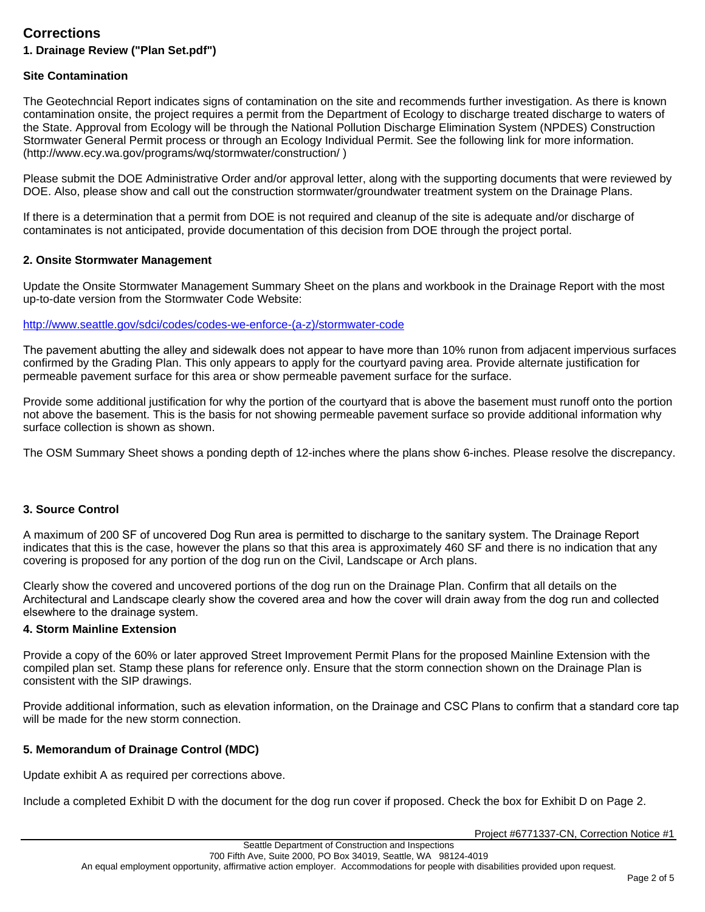## Corrections

### 1. Drainage Review ("Plan Set.pdf")

**Site Contamination**

The Geotechncial Report indicates signs of contamination on the site and recommends further investigation. As there is known contamination onsite, the project requires a permit from the Department of Ecology to discharge treated discharge to waters of the State. Approval from Ecology will be through the National Pollution Discharge Elimination System (NPDES) Construction Stormwater General Permit process or through an Ecology Individual Permit. See the following link for more information. (http://www.ecy.wa.gov/programs/wq/stormwater/construction/ )

Please submit the DOE Administrative Order and/or approval letter, along with the supporting documents that were reviewed by DOE. Also, please show and call out the construction stormwater/groundwater treatment system on the Drainage Plans.

If there is a determination that a permit from DOE is not required and cleanup of the site is adequate and/or discharge of contaminates is not anticipated, provide documentation of this decision from DOE through the project portal.

**2. Onsite Stormwater Management**

Update the Onsite Stormwater Management Summary Sheet on the plans and workbook in the Drainage Report with the most up-to-date version from the Stormwater Code Website:

http://www.seattle.gov/sdci/codes/codes-we-enforce-(a-z)/stormwater-code

The pavement abutting the alley and sidewalk does not appear to have more than 10% runon from adjacent impervious surfaces confirmed by the Grading Plan. This only appears to apply for the courtyard paving area. Provide alternate justification for permeable pavement surface for this area or show permeable pavement surface for the surface.

Provide some additional justification for why the portion of the courtyard that is above the basement must runoff onto the portion not above the basement. This is the basis for not showing permeable pavement surface so provide additional information why surface collection is shown as shown.

The OSM Summary Sheet shows a ponding depth of 12-inches where the plans show 6-inches. Please resolve the discrepancy.

**3. Source Control**

A maximum of 200 SF of uncovered Dog Run area is permitted to discharge to the sanitary system. The Drainage Report indicates that this is the case, however the plans so that this area is approximately 460 SF and there is no indication that any covering is proposed for any portion of the dog run on the Civil, Landscape or Arch plans.

Clearly show the covered and uncovered portions of the dog run on the Drainage Plan. Confirm that all details on the Architectural and Landscape clearly show the covered area and how the cover will drain away from the dog run and collected elsewhere to the drainage system.

**4. Storm Mainline Extension**

Provide a copy of the 60% or later approved Street Improvement Permit Plans for the proposed Mainline Extension with the compiled plan set. Stamp these plans for reference only. Ensure that the storm connection shown on the Drainage Plan is consistent with the SIP drawings.

Provide additional information, such as elevation information, on the Drainage and CSC Plans to confirm that a standard core tap will be made for the new storm connection.

**5. Memorandum of Drainage Control (MDC)**

Update exhibit A as required per corrections above.

Include a completed Exhibit D with the document for the dog run cover if proposed. Check the box for Exhibit D on Page 2.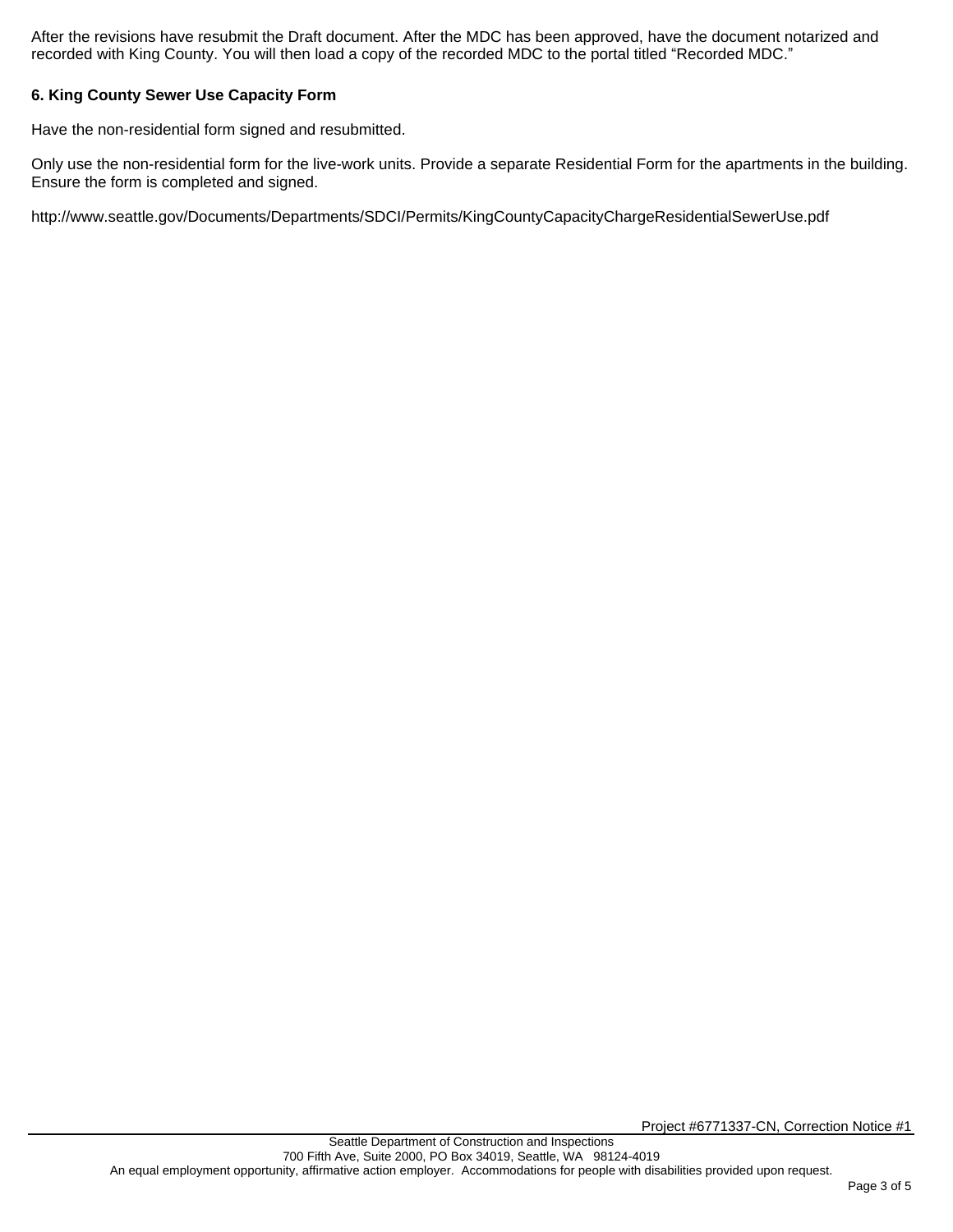After the revisions have resubmit the Draft document. After the MDC has been approved, have the document notarized and recorded with King County. You will then load a copy of the recorded MDC to the portal titled "Recorded MDC."

**6. King County Sewer Use Capacity Form**

Have the non-residential form signed and resubmitted.

Only use the non-residential form for the live-work units. Provide a separate Residential Form for the apartments in the building. Ensure the form is completed and signed.

http://www.seattle.gov/Documents/Departments/SDCI/Permits/KingCountyCapacityChargeResidentialSewerUse.pdf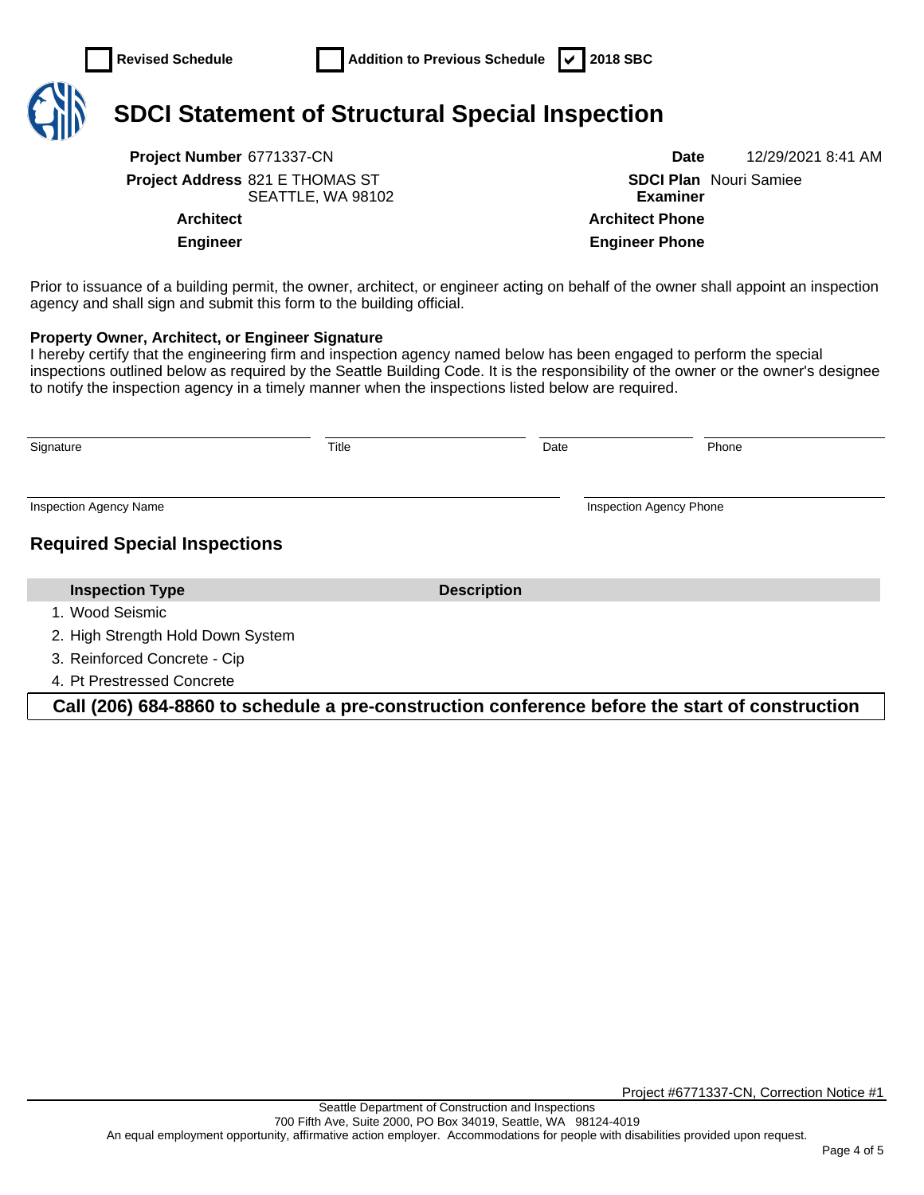☐ Revised Schedule ☐ Addition to Previous Schedule ☑ 2018 SBC

# SDCI Statement of Structural Special Inspection

| | | | |
|---|---|---|---|
| **Project Number** | 6771337-CN | **Date** | 12/29/2021 8:41 AM |
| **Project Address** | 821 E THOMAS ST<br>SEATTLE, WA 98102 | **SDCI Plan Examiner** | Nouri Samiee |
| **Architect** | | **Architect Phone** | |
| **Engineer** | | **Engineer Phone** | |

Prior to issuance of a building permit, the owner, architect, or engineer acting on behalf of the owner shall appoint an inspection agency and shall sign and submit this form to the building official.

**Property Owner, Architect, or Engineer Signature**
I hereby certify that the engineering firm and inspection agency named below has been engaged to perform the special inspections outlined below as required by the Seattle Building Code. It is the responsibility of the owner or the owner's designee to notify the inspection agency in a timely manner when the inspections listed below are required.

| Signature | Title | Date | Phone |
|---|---|---|---|
| | | | |

| Inspection Agency Name | Inspection Agency Phone |
|---|---|
| | |

## Required Special Inspections

| Inspection Type | Description |
|---|---|
| 1. Wood Seismic | |
| 2. High Strength Hold Down System | |
| 3. Reinforced Concrete - Cip | |
| 4. Pt Prestressed Concrete | |

**Call (206) 684-8860 to schedule a pre-construction conference before the start of construction**

Project #6771337-CN, Correction Notice #1

Seattle Department of Construction and Inspections
700 Fifth Ave, Suite 2000, PO Box 34019, Seattle, WA 98124-4019
An equal employment opportunity, affirmative action employer. Accommodations for people with disabilities provided upon request.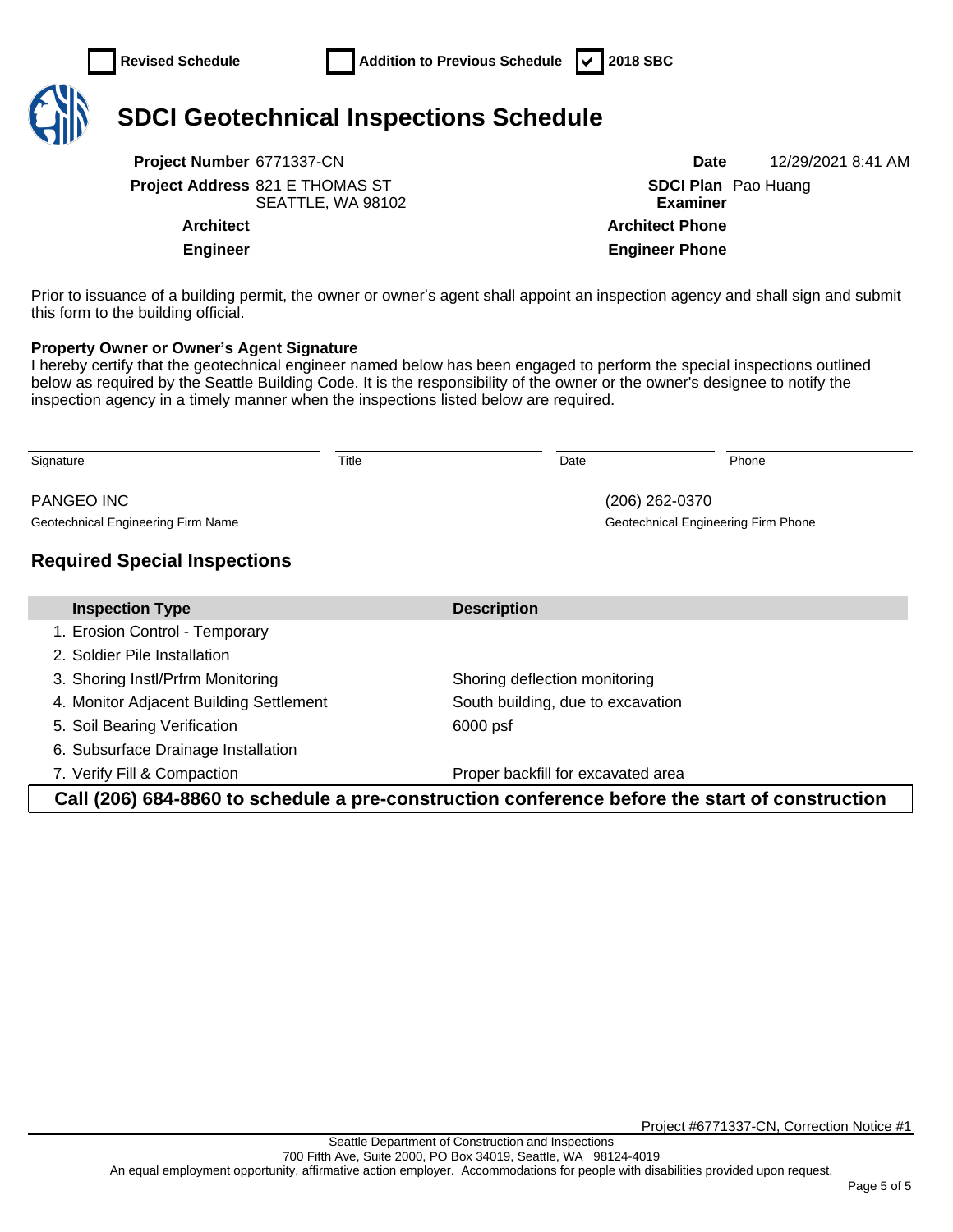☐ Revised Schedule ☐ Addition to Previous Schedule ☑ 2018 SBC

# SDCI Geotechnical Inspections Schedule

| | | | |
|---|---|---|---|
| **Project Number** | 6771337-CN | **Date** | 12/29/2021 8:41 AM |
| **Project Address** | 821 E THOMAS ST SEATTLE, WA 98102 | **SDCI Plan Examiner** | Pao Huang |
| **Architect** | | **Architect Phone** | |
| **Engineer** | | **Engineer Phone** | |

Prior to issuance of a building permit, the owner or owner's agent shall appoint an inspection agency and shall sign and submit this form to the building official.

**Property Owner or Owner's Agent Signature**
I hereby certify that the geotechnical engineer named below has been engaged to perform the special inspections outlined below as required by the Seattle Building Code. It is the responsibility of the owner or the owner's designee to notify the inspection agency in a timely manner when the inspections listed below are required.

| Signature | Title | Date | Phone |
|---|---|---|---|
| | | | |

| Geotechnical Engineering Firm Name | Geotechnical Engineering Firm Phone |
|---|---|
| PANGEO INC | (206) 262-0370 |

## Required Special Inspections

| Inspection Type | Description |
|---|---|
| 1. Erosion Control - Temporary | |
| 2. Soldier Pile Installation | |
| 3. Shoring Instl/Prfrm Monitoring | Shoring deflection monitoring |
| 4. Monitor Adjacent Building Settlement | South building, due to excavation |
| 5. Soil Bearing Verification | 6000 psf |
| 6. Subsurface Drainage Installation | |
| 7. Verify Fill & Compaction | Proper backfill for excavated area |

**Call (206) 684-8860 to schedule a pre-construction conference before the start of construction**

Project #6771337-CN, Correction Notice #1

Seattle Department of Construction and Inspections
700 Fifth Ave, Suite 2000, PO Box 34019, Seattle, WA 98124-4019
An equal employment opportunity, affirmative action employer. Accommodations for people with disabilities provided upon request.